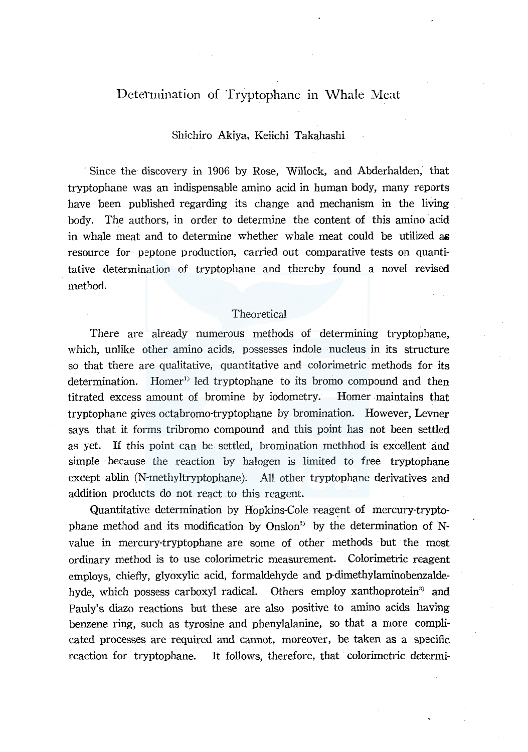# Determination of Tryptophane in Whale Meat

Shichiro Akiya, Keiichi Takahashi

Since the discovery in 1906 by Rose, Willock, and Abderhalden, that tryptophane was an indispensable amino acid in human body, many reports have been published regarding its change and mechanism in the living body. The authors, in order to determine the content of this amino acid in whale meat and to determine whether whale meat could be utilized as resource for peptone production, carried out comparative tests on quantitative determination of tryptophane and thereby found a novel revised method.

## Theoretical

There are already numerous methods of determining tryptophane, which, unlike other amino acids, possesses indole nucleus in its structure so that there are qualitative, quantitative and colorimetric methods for its determination. Homer[1] led tryptophane to its bromo compound and then titrated excess amount of bromine by iodometry. Homer maintains that tryptophane gives octabromo-tryptophane by bromination. However, Levner says that it forms tribromo compound and this point has not been settled as yet. If this point can be settled, bromination methhod is excellent and simple because the reaction by halogen is limited to free tryptophane except ablin (N-methyltryptophane). All other tryptophane derivatives and addition products do not react to this reagent.

Quantitative determination by Hopkins-Cole reagent of mercury-tryptophane method and its modification by Onslon[2] by the determination of N-value in mercury-tryptophane are some of other methods but the most ordinary method is to use colorimetric measurement. Colorimetric reagent employs, chiefly, glyoxylic acid, formaldehyde and p-dimethylaminobenzaldehyde, which possess carboxyl radical. Others employ xanthoprotein[3] and Pauly's diazo reactions but these are also positive to amino acids having benzene ring, such as tyrosine and phenylalanine, so that a more complicated processes are required and cannot, moreover, be taken as a specific reaction for tryptophane. It follows, therefore, that colorimetric determi-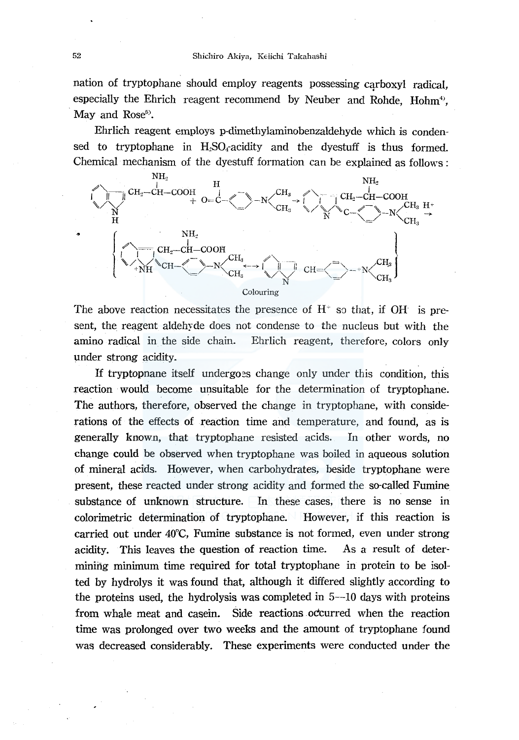nation of tryptophane should employ reagents possessing carboxyl radical, especially the Ehrich reagent recommend by Neuber and Rohde, Hohm[4], May and Rose[5].

Ehrlich reagent employs p-dimethylaminobenzaldehyde which is condensed to tryptophane in $H_2SO_4$-acidity and the dyestuff is thus formed. Chemical mechanism of the dyestuff formation can be explained as follows:

$$\text{Indole}-CH_2-CH(NH_2)-COOH + O{=}CH-C_6H_4-N(CH_3)_2 \rightarrow \text{Indole}(-CH_2-CH(NH_2)-COOH)(-C-C_6H_4-N(CH_3)_2) \xrightarrow{H^+}$$

$$\left\{ \text{Indole}^{+}NH(-CH_2-CH(NH_2)-COOH){=}CH-C_6H_4-N(CH_3)_2 \longleftrightarrow \text{Indole}(-CH_2-CH(NH_2)-COOH)-CH{=}C_6H_4{=}{}^{+}N(CH_3)_2 \right\}$$

Colouring

The above reaction necessitates the presence of $H^+$ so that, if $OH^-$ is present, the reagent aldehyde does not condense to the nucleus but with the amino radical in the side chain. Ehrlich reagent, therefore, colors only under strong acidity.

If tryptopnane itself undergoes change only under this condition, this reaction would become unsuitable for the determination of tryptophane. The authors, therefore, observed the change in tryptophane, with considerations of the effects of reaction time and temperature, and found, as is generally known, that tryptophane resisted acids. In other words, no change could be observed when tryptophane was boiled in aqueous solution of mineral acids. However, when carbohydrates, beside tryptophane were present, these reacted under strong acidity and formed the so-called Fumine substance of unknown structure. In these cases, there is no sense in colorimetric determination of tryptophane. However, if this reaction is carried out under 40°C, Fumine substance is not formed, even under strong acidity. This leaves the question of reaction time. As a result of determining minimum time required for total tryptophane in protein to be isolted by hydrolys it was found that, although it differed slightly according to the proteins used, the hydrolysis was completed in 5—10 days with proteins from whale meat and casein. Side reactions occurred when the reaction time was prolonged over two weeks and the amount of tryptophane found was decreased considerably. These experiments were conducted under the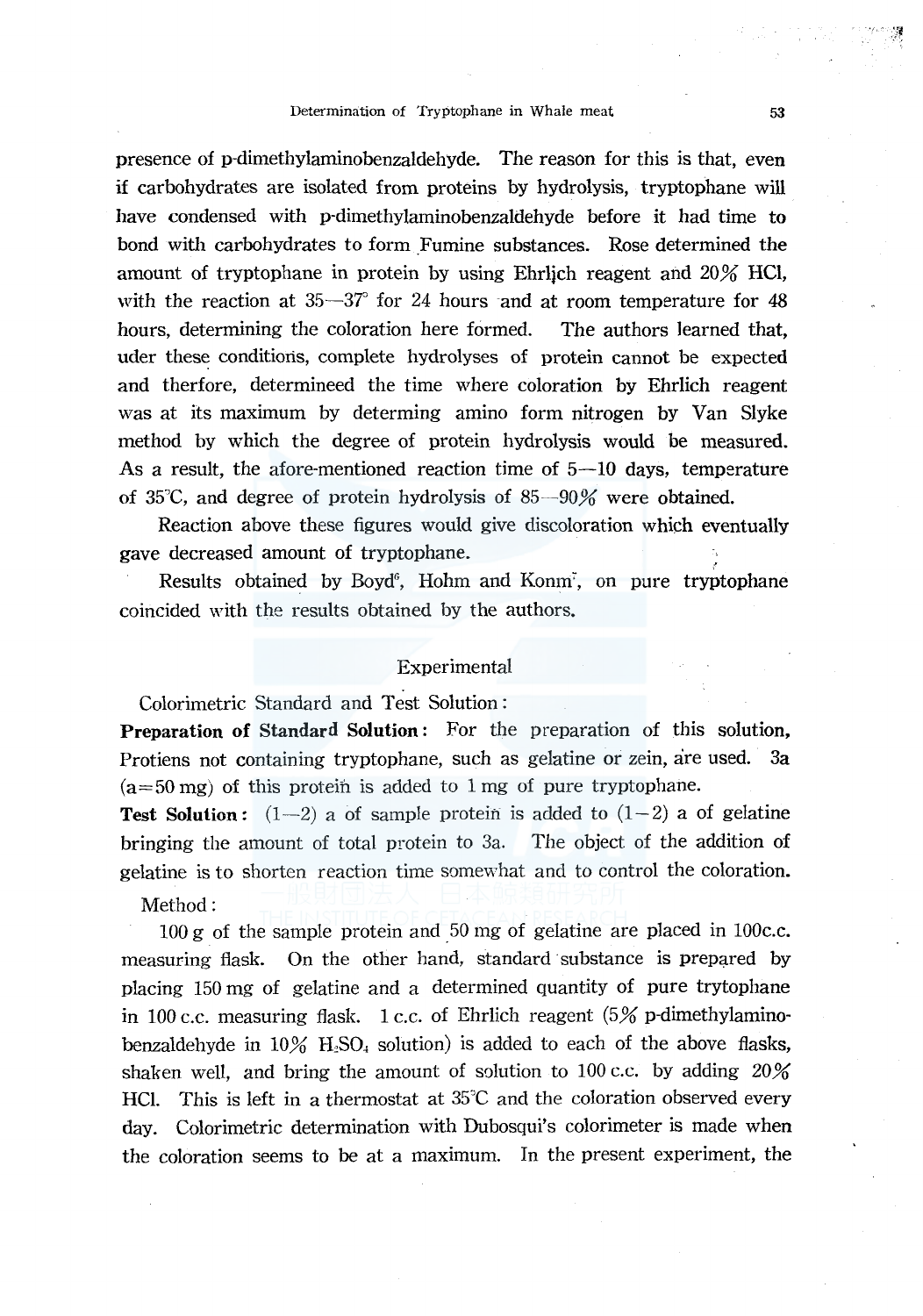presence of p-dimethylaminobenzaldehyde. The reason for this is that, even if carbohydrates are isolated from proteins by hydrolysis, tryptophane will have condensed with p-dimethylaminobenzaldehyde before it had time to bond with carbohydrates to form Fumine substances. Rose determined the amount of tryptophane in protein by using Ehrlich reagent and 20% HCl, with the reaction at 35—37° for 24 hours and at room temperature for 48 hours, determining the coloration here formed. The authors learned that, uder these conditions, complete hydrolyses of protein cannot be expected and therfore, determineed the time where coloration by Ehrlich reagent was at its maximum by determing amino form nitrogen by Van Slyke method by which the degree of protein hydrolysis would be measured. As a result, the afore-mentioned reaction time of 5—10 days, temperature of 35°C, and degree of protein hydrolysis of 85—90% were obtained.

Reaction above these figures would give discoloration which eventually gave decreased amount of tryptophane.

Results obtained by Boyd[6], Hohm and Konm[7], on pure tryptophane coincided with the results obtained by the authors.

## Experimental

Colorimetric Standard and Test Solution:

**Preparation of Standard Solution**: For the preparation of this solution, Protiens not containing tryptophane, such as gelatine or zein, are used. 3a (a=50 mg) of this protein is added to 1 mg of pure tryptophane.

**Test Solution**: (1—2) a of sample protein is added to (1—2) a of gelatine bringing the amount of total protein to 3a. The object of the addition of gelatine is to shorten reaction time somewhat and to control the coloration.

Method:

100 g of the sample protein and 50 mg of gelatine are placed in 100c.c. measuring flask. On the other hand, standard substance is prepared by placing 150 mg of gelatine and a determined quantity of pure trytophane in 100 c.c. measuring flask. 1 c.c. of Ehrlich reagent (5% p-dimethylamino-benzaldehyde in 10% $H_2SO_4$ solution) is added to each of the above flasks, shaken well, and bring the amount of solution to 100 c.c. by adding 20% HCl. This is left in a thermostat at 35°C and the coloration observed every day. Colorimetric determination with Dubosqui's colorimeter is made when the coloration seems to be at a maximum. In the present experiment, the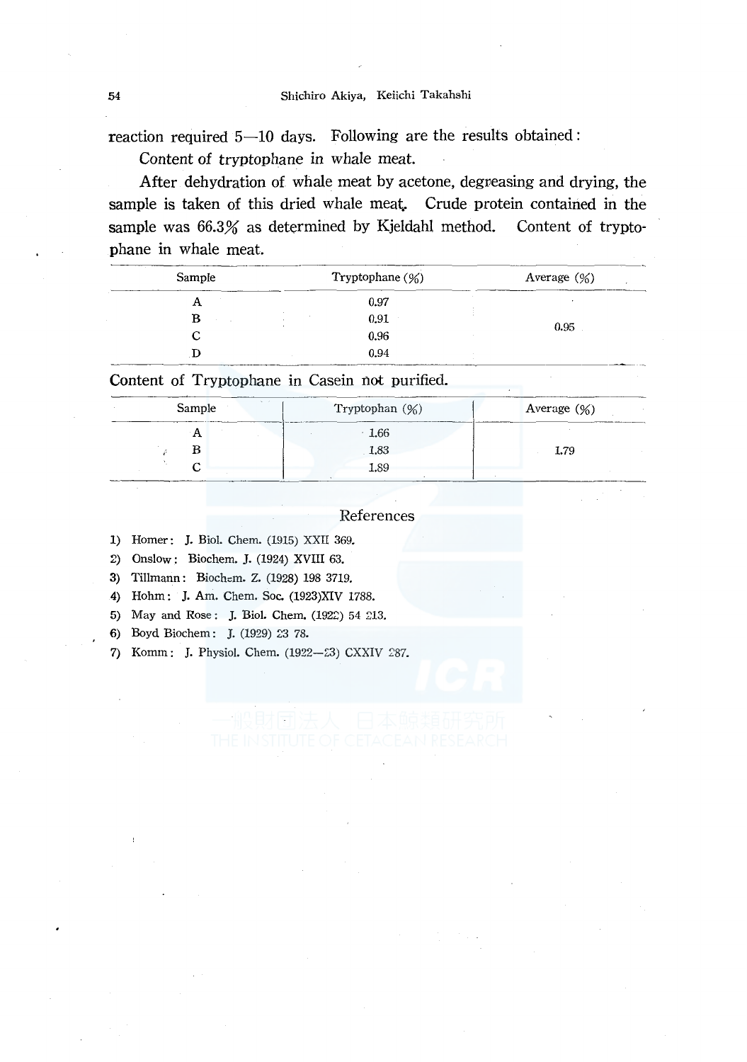reaction required 5—10 days. Following are the results obtained:

Content of tryptophane in whale meat.

After dehydration of whale meat by acetone, degreasing and drying, the sample is taken of this dried whale meat. Crude protein contained in the sample was 66.3% as determined by Kjeldahl method. Content of tryptophane in whale meat.

| Sample | Tryptophane (%) | Average (%) |
|---|---|---|
| A | 0.97 | |
| B | 0.91 | 0.95 |
| C | 0.96 | |
| D | 0.94 | |

Content of Tryptophane in Casein not purified.

| Sample | Tryptophan (%) | Average (%) |
|---|---|---|
| A | 1.66 | |
| B | 1.83 | 1.79 |
| C | 1.89 | |

## References

1) Homer: J. Biol. Chem. (1915) XXII 369.
2) Onslow: Biochem. J. (1924) XVIII 63.
3) Tillmann: Biochem. Z. (1928) 198 3719.
4) Hohm: J. Am. Chem. Soc. (1923)XIV 1788.
5) May and Rose: J. Biol. Chem. (1922) 54 213.
6) Boyd Biochem: J. (1929) 23 78.
7) Komm: J. Physiol. Chem. (1922—23) CXXIV 287.